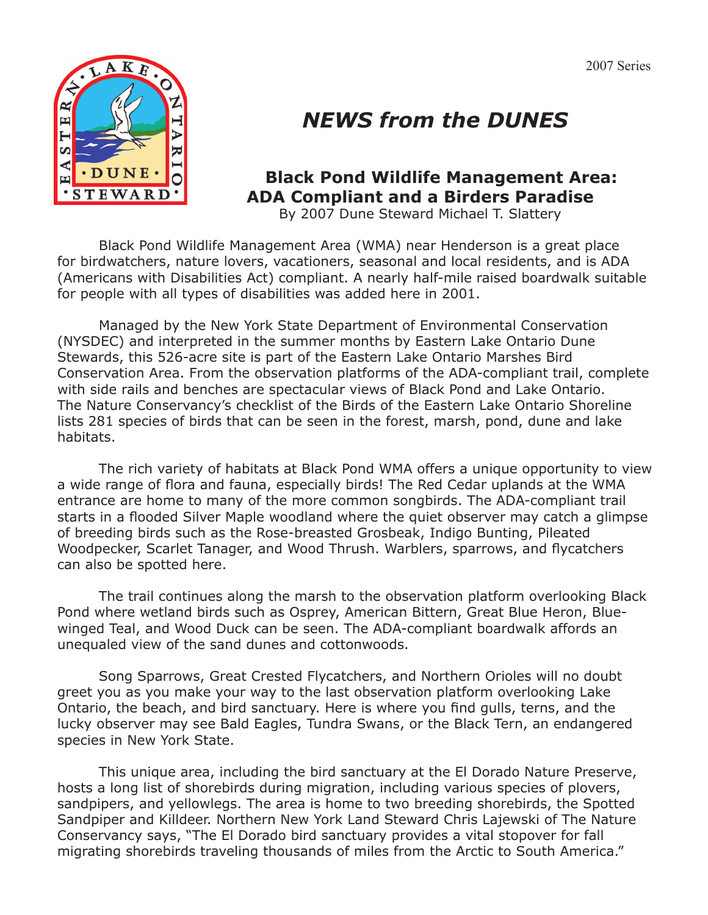2007 Series

# *NEWS from the DUNES*

## Black Pond Wildlife Management Area: ADA Compliant and a Birders Paradise

By 2007 Dune Steward Michael T. Slattery

Black Pond Wildlife Management Area (WMA) near Henderson is a great place for birdwatchers, nature lovers, vacationers, seasonal and local residents, and is ADA (Americans with Disabilities Act) compliant. A nearly half-mile raised boardwalk suitable for people with all types of disabilities was added here in 2001.

Managed by the New York State Department of Environmental Conservation (NYSDEC) and interpreted in the summer months by Eastern Lake Ontario Dune Stewards, this 526-acre site is part of the Eastern Lake Ontario Marshes Bird Conservation Area. From the observation platforms of the ADA-compliant trail, complete with side rails and benches are spectacular views of Black Pond and Lake Ontario. The Nature Conservancy's checklist of the Birds of the Eastern Lake Ontario Shoreline lists 281 species of birds that can be seen in the forest, marsh, pond, dune and lake habitats.

The rich variety of habitats at Black Pond WMA offers a unique opportunity to view a wide range of flora and fauna, especially birds! The Red Cedar uplands at the WMA entrance are home to many of the more common songbirds. The ADA-compliant trail starts in a flooded Silver Maple woodland where the quiet observer may catch a glimpse of breeding birds such as the Rose-breasted Grosbeak, Indigo Bunting, Pileated Woodpecker, Scarlet Tanager, and Wood Thrush. Warblers, sparrows, and flycatchers can also be spotted here.

The trail continues along the marsh to the observation platform overlooking Black Pond where wetland birds such as Osprey, American Bittern, Great Blue Heron, Blue-winged Teal, and Wood Duck can be seen. The ADA-compliant boardwalk affords an unequaled view of the sand dunes and cottonwoods.

Song Sparrows, Great Crested Flycatchers, and Northern Orioles will no doubt greet you as you make your way to the last observation platform overlooking Lake Ontario, the beach, and bird sanctuary. Here is where you find gulls, terns, and the lucky observer may see Bald Eagles, Tundra Swans, or the Black Tern, an endangered species in New York State.

This unique area, including the bird sanctuary at the El Dorado Nature Preserve, hosts a long list of shorebirds during migration, including various species of plovers, sandpipers, and yellowlegs. The area is home to two breeding shorebirds, the Spotted Sandpiper and Killdeer. Northern New York Land Steward Chris Lajewski of The Nature Conservancy says, "The El Dorado bird sanctuary provides a vital stopover for fall migrating shorebirds traveling thousands of miles from the Arctic to South America."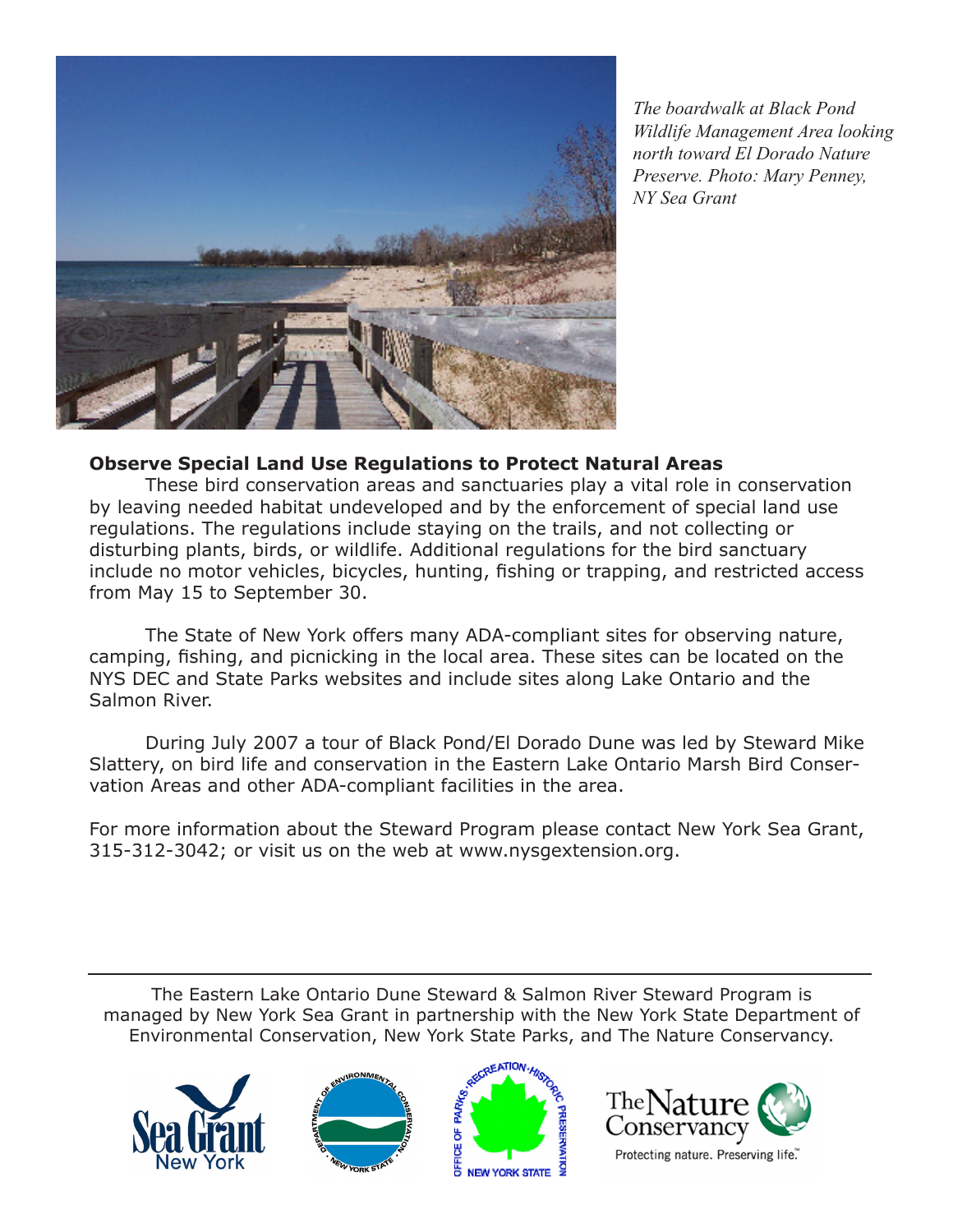*The boardwalk at Black Pond Wildlife Management Area looking north toward El Dorado Nature Preserve. Photo: Mary Penney, NY Sea Grant*

**Observe Special Land Use Regulations to Protect Natural Areas**

These bird conservation areas and sanctuaries play a vital role in conservation by leaving needed habitat undeveloped and by the enforcement of special land use regulations. The regulations include staying on the trails, and not collecting or disturbing plants, birds, or wildlife. Additional regulations for the bird sanctuary include no motor vehicles, bicycles, hunting, fishing or trapping, and restricted access from May 15 to September 30.

The State of New York offers many ADA-compliant sites for observing nature, camping, fishing, and picnicking in the local area. These sites can be located on the NYS DEC and State Parks websites and include sites along Lake Ontario and the Salmon River.

During July 2007 a tour of Black Pond/El Dorado Dune was led by Steward Mike Slattery, on bird life and conservation in the Eastern Lake Ontario Marsh Bird Conservation Areas and other ADA-compliant facilities in the area.

For more information about the Steward Program please contact New York Sea Grant, 315-312-3042; or visit us on the web at www.nysgextension.org.

---

The Eastern Lake Ontario Dune Steward & Salmon River Steward Program is managed by New York Sea Grant in partnership with the New York State Department of Environmental Conservation, New York State Parks, and The Nature Conservancy.

Sea Grant New York

Department of Environmental Conservation · New York State

Office of Parks, Recreation & Historic Preservation · New York State

The Nature Conservancy
Protecting nature. Preserving life.™